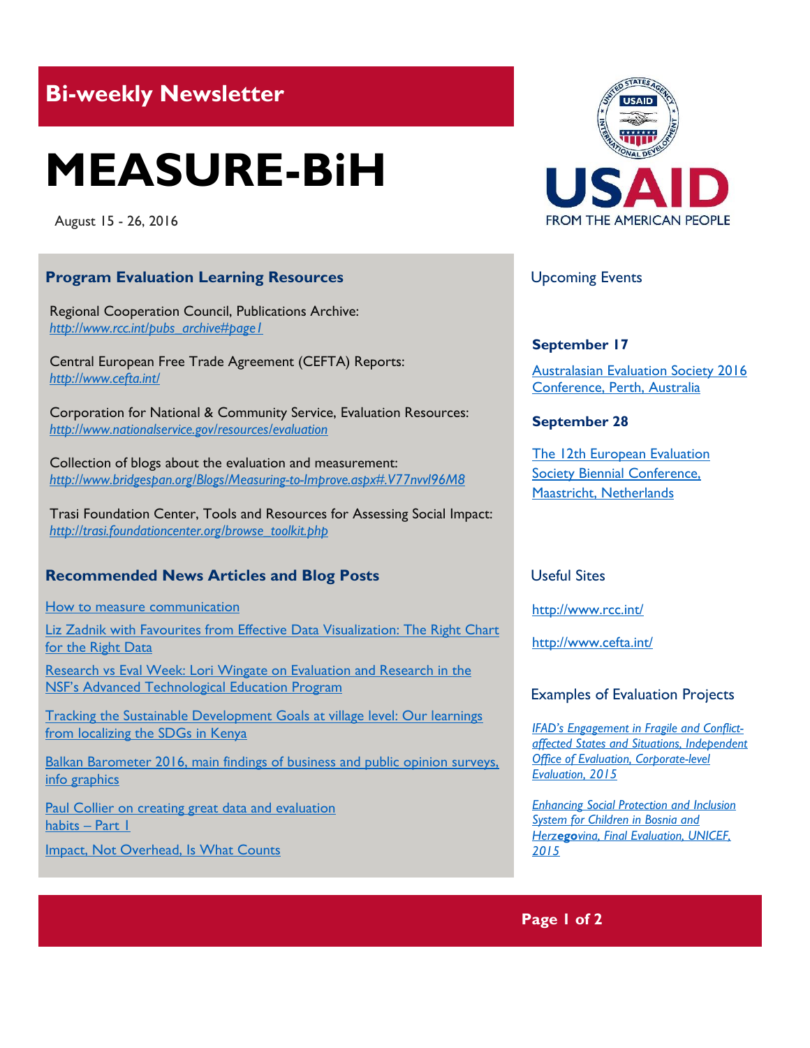## Bi-weekly Newsletter

# MEASURE-BiH

August 15 - 26, 2016

### Program Evaluation Learning Resources

Regional Cooperation Council, Publications Archive:
*http://www.rcc.int/pubs_archive#page1*

Central European Free Trade Agreement (CEFTA) Reports:
*http://www.cefta.int/*

Corporation for National & Community Service, Evaluation Resources:
*http://www.nationalservice.gov/resources/evaluation*

Collection of blogs about the evaluation and measurement:
*http://www.bridgespan.org/Blogs/Measuring-to-Improve.aspx#.V77nvvl96M8*

Trasi Foundation Center, Tools and Resources for Assessing Social Impact:
*http://trasi.foundationcenter.org/browse_toolkit.php*

### Recommended News Articles and Blog Posts

How to measure communication

Liz Zadnik with Favourites from Effective Data Visualization: The Right Chart for the Right Data

Research vs Eval Week: Lori Wingate on Evaluation and Research in the NSF's Advanced Technological Education Program

Tracking the Sustainable Development Goals at village level: Our learnings from localizing the SDGs in Kenya

Balkan Barometer 2016, main findings of business and public opinion surveys, info graphics

Paul Collier on creating great data and evaluation habits – Part 1

Impact, Not Overhead, Is What Counts

### Upcoming Events

**September 17**

Australasian Evaluation Society 2016 Conference, Perth, Australia

**September 28**

The 12th European Evaluation Society Biennial Conference, Maastricht, Netherlands

### Useful Sites

http://www.rcc.int/

http://www.cefta.int/

### Examples of Evaluation Projects

*IFAD's Engagement in Fragile and Conflict-affected States and Situations, Independent Office of Evaluation, Corporate-level Evaluation, 2015*

*Enhancing Social Protection and Inclusion System for Children in Bosnia and Herzegovina, Final Evaluation, UNICEF, 2015*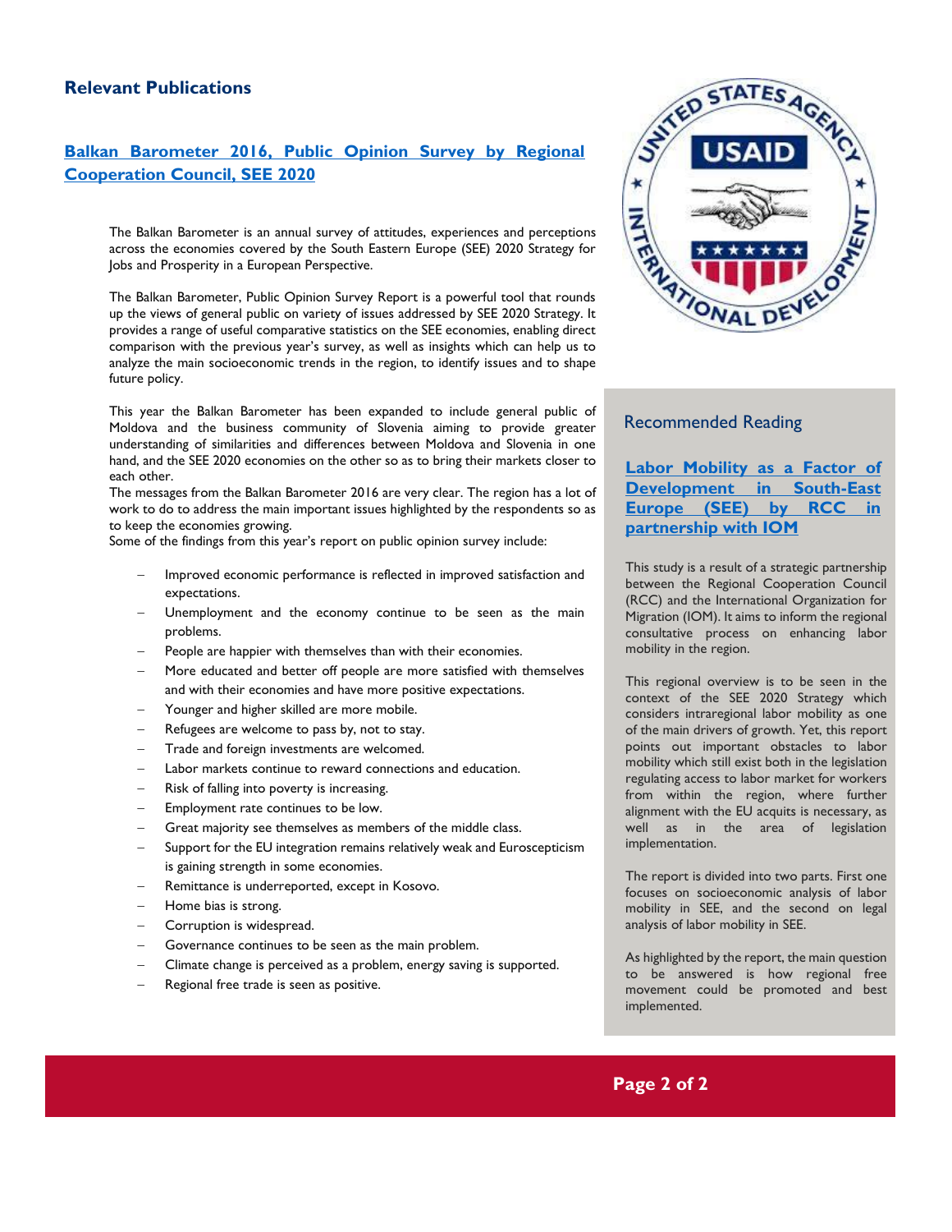## Relevant Publications

### Balkan Barometer 2016, Public Opinion Survey by Regional Cooperation Council, SEE 2020

The Balkan Barometer is an annual survey of attitudes, experiences and perceptions across the economies covered by the South Eastern Europe (SEE) 2020 Strategy for Jobs and Prosperity in a European Perspective.

The Balkan Barometer, Public Opinion Survey Report is a powerful tool that rounds up the views of general public on variety of issues addressed by SEE 2020 Strategy. It provides a range of useful comparative statistics on the SEE economies, enabling direct comparison with the previous year's survey, as well as insights which can help us to analyze the main socioeconomic trends in the region, to identify issues and to shape future policy.

This year the Balkan Barometer has been expanded to include general public of Moldova and the business community of Slovenia aiming to provide greater understanding of similarities and differences between Moldova and Slovenia in one hand, and the SEE 2020 economies on the other so as to bring their markets closer to each other.

The messages from the Balkan Barometer 2016 are very clear. The region has a lot of work to do to address the main important issues highlighted by the respondents so as to keep the economies growing.

Some of the findings from this year's report on public opinion survey include:

- Improved economic performance is reflected in improved satisfaction and expectations.
- Unemployment and the economy continue to be seen as the main problems.
- People are happier with themselves than with their economies.
- More educated and better off people are more satisfied with themselves and with their economies and have more positive expectations.
- Younger and higher skilled are more mobile.
- Refugees are welcome to pass by, not to stay.
- Trade and foreign investments are welcomed.
- Labor markets continue to reward connections and education.
- Risk of falling into poverty is increasing.
- Employment rate continues to be low.
- Great majority see themselves as members of the middle class.
- Support for the EU integration remains relatively weak and Euroscepticism is gaining strength in some economies.
- Remittance is underreported, except in Kosovo.
- Home bias is strong.
- Corruption is widespread.
- Governance continues to be seen as the main problem.
- Climate change is perceived as a problem, energy saving is supported.
- Regional free trade is seen as positive.

## Recommended Reading

### Labor Mobility as a Factor of Development in South-East Europe (SEE) by RCC in partnership with IOM

This study is a result of a strategic partnership between the Regional Cooperation Council (RCC) and the International Organization for Migration (IOM). It aims to inform the regional consultative process on enhancing labor mobility in the region.

This regional overview is to be seen in the context of the SEE 2020 Strategy which considers intraregional labor mobility as one of the main drivers of growth. Yet, this report points out important obstacles to labor mobility which still exist both in the legislation regulating access to labor market for workers from within the region, where further alignment with the EU acquits is necessary, as well as in the area of legislation implementation.

The report is divided into two parts. First one focuses on socioeconomic analysis of labor mobility in SEE, and the second on legal analysis of labor mobility in SEE.

As highlighted by the report, the main question to be answered is how regional free movement could be promoted and best implemented.